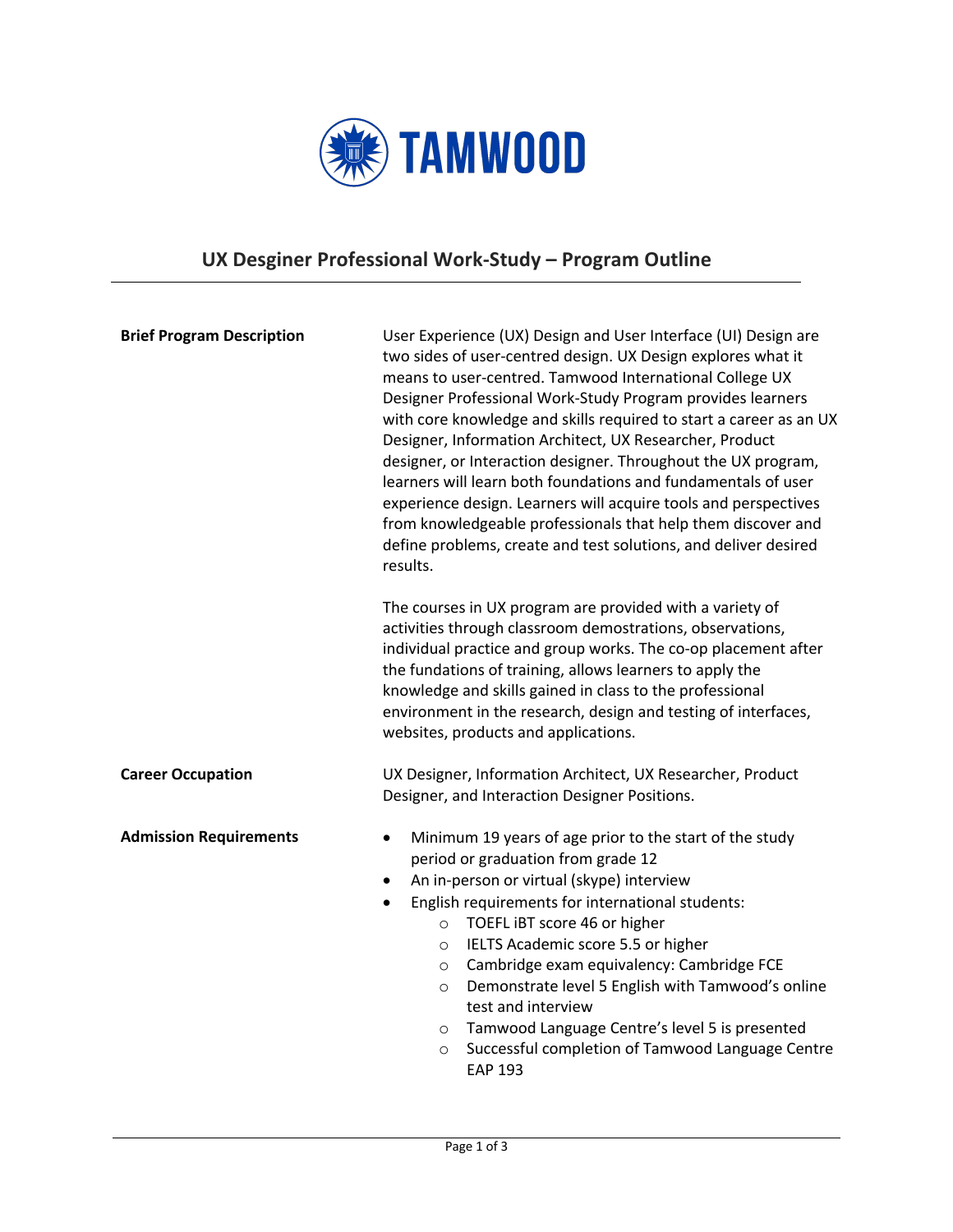TAMWOOD

## UX Desginer Professional Work-Study – Program Outline

**Brief Program Description**

User Experience (UX) Design and User Interface (UI) Design are two sides of user-centred design. UX Design explores what it means to user-centred. Tamwood International College UX Designer Professional Work-Study Program provides learners with core knowledge and skills required to start a career as an UX Designer, Information Architect, UX Researcher, Product designer, or Interaction designer. Throughout the UX program, learners will learn both foundations and fundamentals of user experience design. Learners will acquire tools and perspectives from knowledgeable professionals that help them discover and define problems, create and test solutions, and deliver desired results.

The courses in UX program are provided with a variety of activities through classroom demostrations, observations, individual practice and group works. The co-op placement after the fundations of training, allows learners to apply the knowledge and skills gained in class to the professional environment in the research, design and testing of interfaces, websites, products and applications.

**Career Occupation**

UX Designer, Information Architect, UX Researcher, Product Designer, and Interaction Designer Positions.

**Admission Requirements**

- Minimum 19 years of age prior to the start of the study period or graduation from grade 12
- An in-person or virtual (skype) interview
- English requirements for international students:
  - TOEFL iBT score 46 or higher
  - IELTS Academic score 5.5 or higher
  - Cambridge exam equivalency: Cambridge FCE
  - Demonstrate level 5 English with Tamwood's online test and interview
  - Tamwood Language Centre's level 5 is presented
  - Successful completion of Tamwood Language Centre EAP 193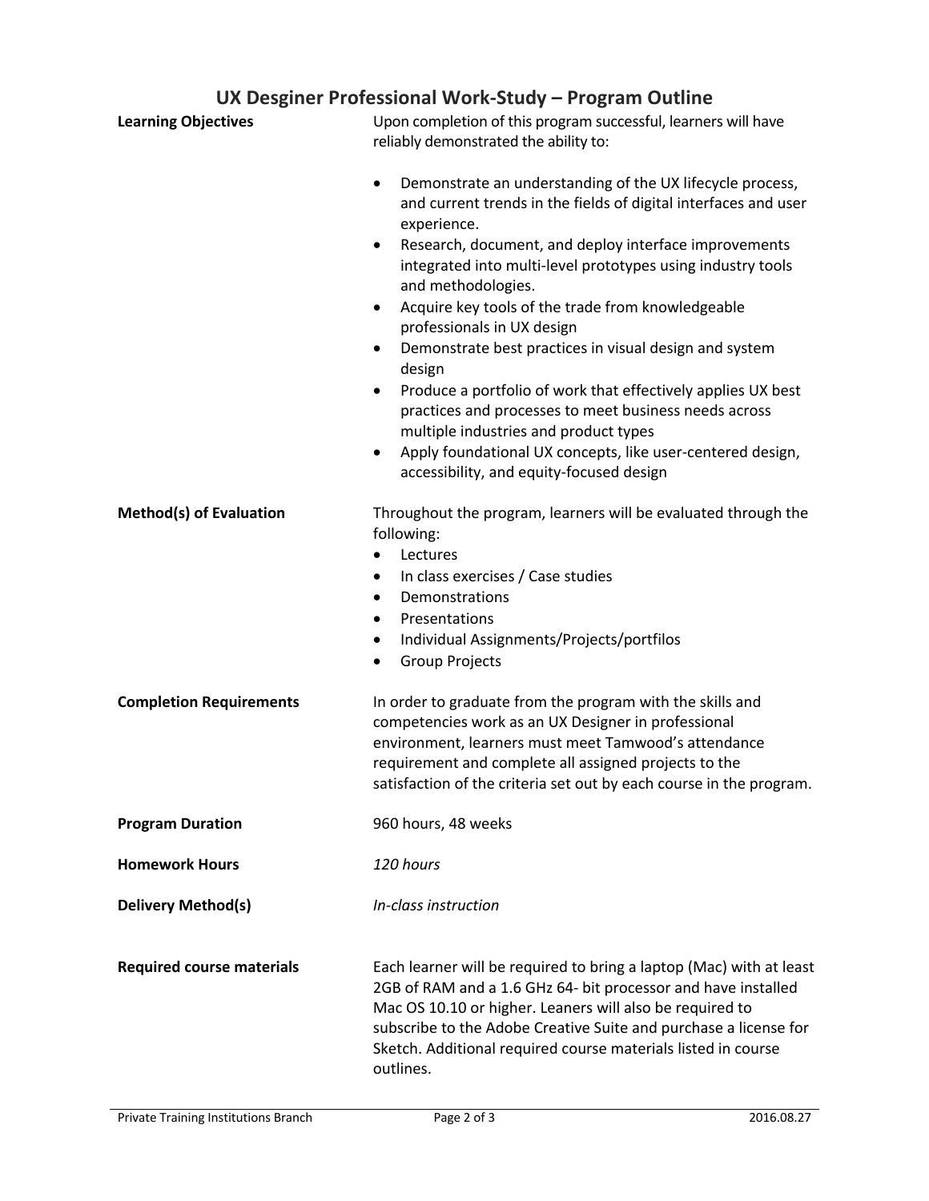# UX Desginer Professional Work-Study – Program Outline

**Learning Objectives**

Upon completion of this program successful, learners will have reliably demonstrated the ability to:

- Demonstrate an understanding of the UX lifecycle process, and current trends in the fields of digital interfaces and user experience.
- Research, document, and deploy interface improvements integrated into multi-level prototypes using industry tools and methodologies.
- Acquire key tools of the trade from knowledgeable professionals in UX design
- Demonstrate best practices in visual design and system design
- Produce a portfolio of work that effectively applies UX best practices and processes to meet business needs across multiple industries and product types
- Apply foundational UX concepts, like user-centered design, accessibility, and equity-focused design

**Method(s) of Evaluation**

Throughout the program, learners will be evaluated through the following:

- Lectures
- In class exercises / Case studies
- Demonstrations
- Presentations
- Individual Assignments/Projects/portfilos
- Group Projects

**Completion Requirements**

In order to graduate from the program with the skills and competencies work as an UX Designer in professional environment, learners must meet Tamwood's attendance requirement and complete all assigned projects to the satisfaction of the criteria set out by each course in the program.

**Program Duration**

960 hours, 48 weeks

**Homework Hours**

*120 hours*

**Delivery Method(s)**

*In-class instruction*

**Required course materials**

Each learner will be required to bring a laptop (Mac) with at least 2GB of RAM and a 1.6 GHz 64- bit processor and have installed Mac OS 10.10 or higher. Leaners will also be required to subscribe to the Adobe Creative Suite and purchase a license for Sketch. Additional required course materials listed in course outlines.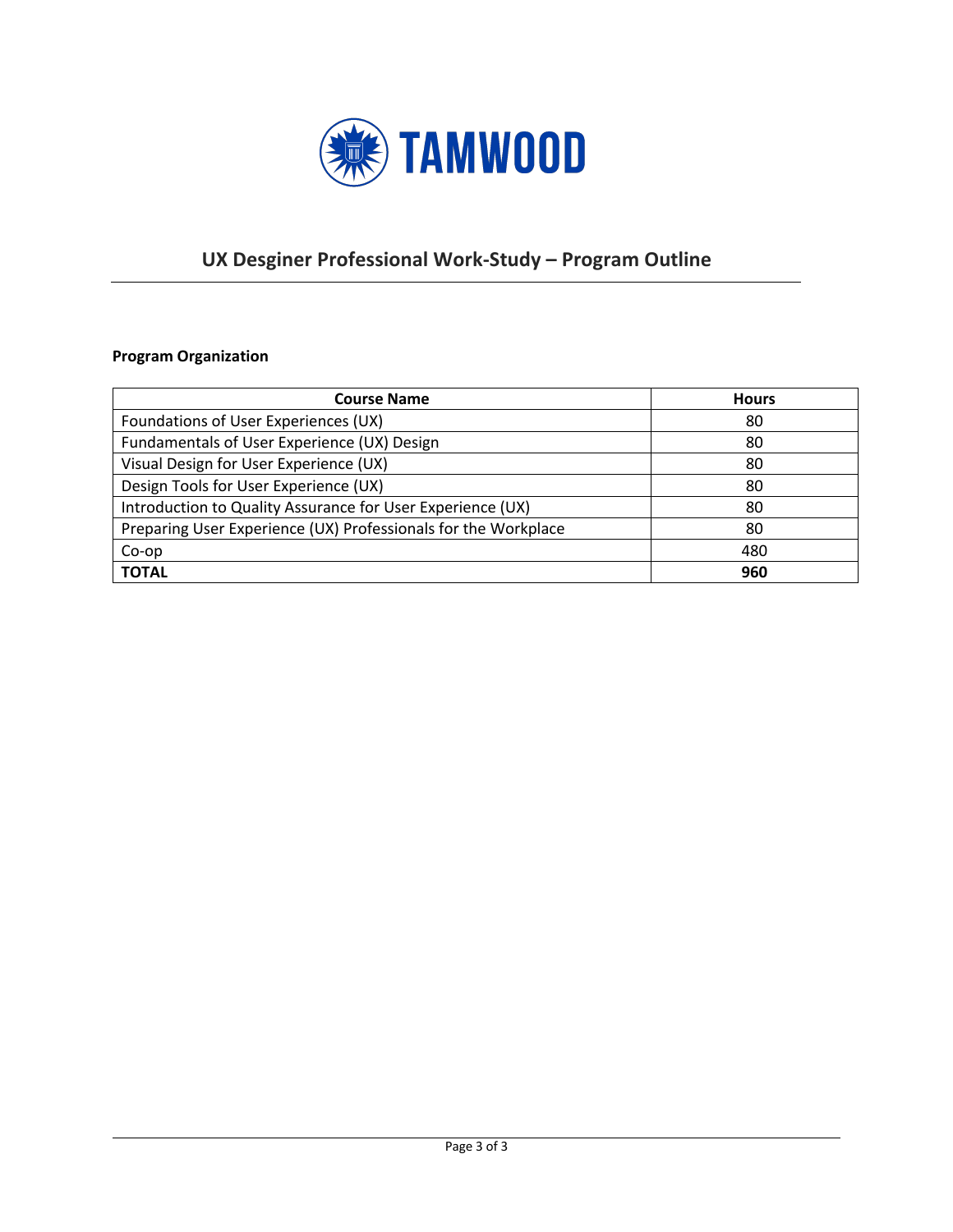TAMWOOD

## UX Desginer Professional Work-Study – Program Outline

**Program Organization**

| Course Name | Hours |
| --- | --- |
| Foundations of User Experiences (UX) | 80 |
| Fundamentals of User Experience (UX) Design | 80 |
| Visual Design for User Experience (UX) | 80 |
| Design Tools for User Experience (UX) | 80 |
| Introduction to Quality Assurance for User Experience (UX) | 80 |
| Preparing User Experience (UX) Professionals for the Workplace | 80 |
| Co-op | 480 |
| **TOTAL** | **960** |